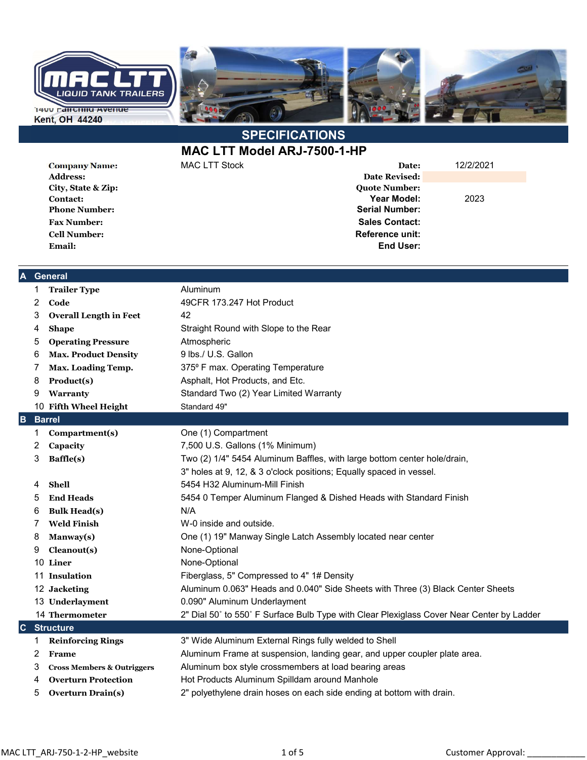MAC LTT
LIQUID TANK TRAILERS

1400 Fairchild Avenue
Kent, OH 44240

## SPECIFICATIONS

# MAC LTT Model ARJ-7500-1-HP

| | | | |
|---|---|---|---|
| **Company Name:** | MAC LTT Stock | **Date:** | 12/2/2021 |
| **Address:** | | **Date Revised:** | |
| **City, State & Zip:** | | **Quote Number:** | |
| **Contact:** | | **Year Model:** | 2023 |
| **Phone Number:** | | **Serial Number:** | |
| **Fax Number:** | | **Sales Contact:** | |
| **Cell Number:** | | **Reference unit:** | |
| **Email:** | | **End User:** | |

## A General

| # | Item | Specification |
|---|---|---|
| 1 | **Trailer Type** | Aluminum |
| 2 | **Code** | 49CFR 173.247 Hot Product |
| 3 | **Overall Length in Feet** | 42 |
| 4 | **Shape** | Straight Round with Slope to the Rear |
| 5 | **Operating Pressure** | Atmospheric |
| 6 | **Max. Product Density** | 9 lbs./ U.S. Gallon |
| 7 | **Max. Loading Temp.** | 375º F max. Operating Temperature |
| 8 | **Product(s)** | Asphalt, Hot Products, and Etc. |
| 9 | **Warranty** | Standard Two (2) Year Limited Warranty |
| 10 | **Fifth Wheel Height** | Standard 49" |

## B Barrel

| # | Item | Specification |
|---|---|---|
| 1 | **Compartment(s)** | One (1) Compartment |
| 2 | **Capacity** | 7,500 U.S. Gallons (1% Minimum) |
| 3 | **Baffle(s)** | Two (2) 1/4" 5454 Aluminum Baffles, with large bottom center hole/drain, 3" holes at 9, 12, & 3 o'clock positions; Equally spaced in vessel. |
| 4 | **Shell** | 5454 H32 Aluminum-Mill Finish |
| 5 | **End Heads** | 5454 0 Temper Aluminum Flanged & Dished Heads with Standard Finish |
| 6 | **Bulk Head(s)** | N/A |
| 7 | **Weld Finish** | W-0 inside and outside. |
| 8 | **Manway(s)** | One (1) 19" Manway Single Latch Assembly located near center |
| 9 | **Cleanout(s)** | None-Optional |
| 10 | **Liner** | None-Optional |
| 11 | **Insulation** | Fiberglass, 5" Compressed to 4" 1# Density |
| 12 | **Jacketing** | Aluminum 0.063" Heads and 0.040" Side Sheets with Three (3) Black Center Sheets |
| 13 | **Underlayment** | 0.090" Aluminum Underlayment |
| 14 | **Thermometer** | 2" Dial 50˚ to 550˚ F Surface Bulb Type with Clear Plexiglass Cover Near Center by Ladder |

## C Structure

| # | Item | Specification |
|---|---|---|
| 1 | **Reinforcing Rings** | 3" Wide Aluminum External Rings fully welded to Shell |
| 2 | **Frame** | Aluminum Frame at suspension, landing gear, and upper coupler plate area. |
| 3 | **Cross Members & Outriggers** | Aluminum box style crossmembers at load bearing areas |
| 4 | **Overturn Protection** | Hot Products Aluminum Spilldam around Manhole |
| 5 | **Overturn Drain(s)** | 2" polyethylene drain hoses on each side ending at bottom with drain. |

Customer Approval: ____________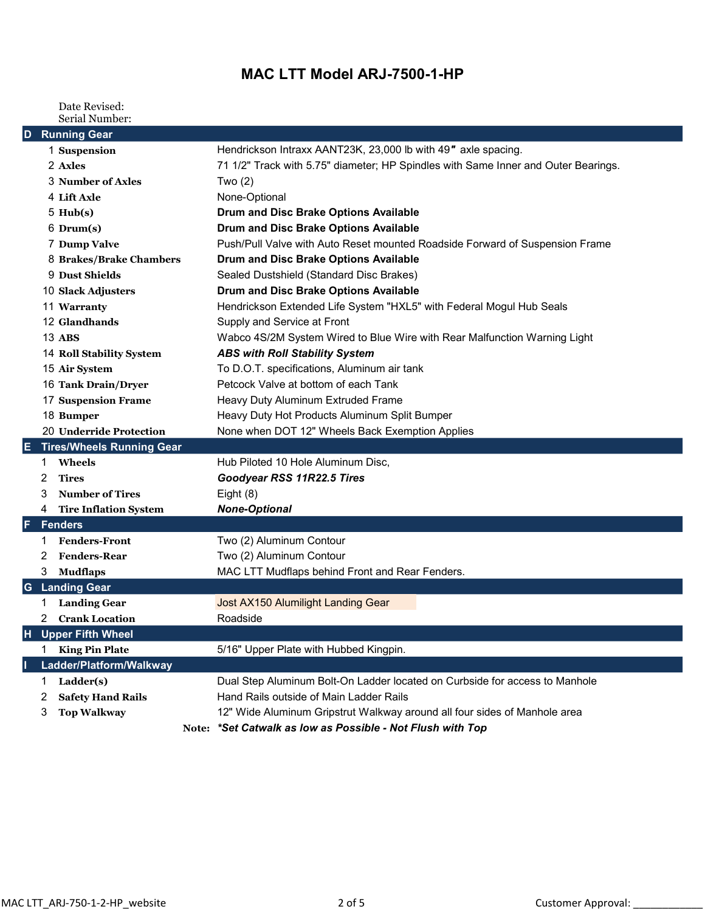# MAC LTT Model ARJ-7500-1-HP

Date Revised:
Serial Number:

| | | |
|---|---|---|
| **D** | **Running Gear** | |
| 1 | **Suspension** | Hendrickson Intraxx AANT23K, 23,000 lb with 49" axle spacing. |
| 2 | **Axles** | 71 1/2" Track with 5.75" diameter; HP Spindles with Same Inner and Outer Bearings. |
| 3 | **Number of Axles** | Two (2) |
| 4 | **Lift Axle** | None-Optional |
| 5 | **Hub(s)** | **Drum and Disc Brake Options Available** |
| 6 | **Drum(s)** | **Drum and Disc Brake Options Available** |
| 7 | **Dump Valve** | Push/Pull Valve with Auto Reset mounted Roadside Forward of Suspension Frame |
| 8 | **Brakes/Brake Chambers** | **Drum and Disc Brake Options Available** |
| 9 | **Dust Shields** | Sealed Dustshield (Standard Disc Brakes) |
| 10 | **Slack Adjusters** | **Drum and Disc Brake Options Available** |
| 11 | **Warranty** | Hendrickson Extended Life System "HXL5" with Federal Mogul Hub Seals |
| 12 | **Glandhands** | Supply and Service at Front |
| 13 | **ABS** | Wabco 4S/2M System Wired to Blue Wire with Rear Malfunction Warning Light |
| 14 | **Roll Stability System** | ***ABS with Roll Stability System*** |
| 15 | **Air System** | To D.O.T. specifications, Aluminum air tank |
| 16 | **Tank Drain/Dryer** | Petcock Valve at bottom of each Tank |
| 17 | **Suspension Frame** | Heavy Duty Aluminum Extruded Frame |
| 18 | **Bumper** | Heavy Duty Hot Products Aluminum Split Bumper |
| 20 | **Underride Protection** | None when DOT 12" Wheels Back Exemption Applies |
| **E** | **Tires/Wheels Running Gear** | |
| 1 | **Wheels** | Hub Piloted 10 Hole Aluminum Disc, |
| 2 | **Tires** | ***Goodyear RSS 11R22.5 Tires*** |
| 3 | **Number of Tires** | Eight (8) |
| 4 | **Tire Inflation System** | ***None-Optional*** |
| **F** | **Fenders** | |
| 1 | **Fenders-Front** | Two (2) Aluminum Contour |
| 2 | **Fenders-Rear** | Two (2) Aluminum Contour |
| 3 | **Mudflaps** | MAC LTT Mudflaps behind Front and Rear Fenders. |
| **G** | **Landing Gear** | |
| 1 | **Landing Gear** | Jost AX150 Alumilight Landing Gear |
| 2 | **Crank Location** | Roadside |
| **H** | **Upper Fifth Wheel** | |
| 1 | **King Pin Plate** | 5/16" Upper Plate with Hubbed Kingpin. |
| **I** | **Ladder/Platform/Walkway** | |
| 1 | **Ladder(s)** | Dual Step Aluminum Bolt-On Ladder located on Curbside for access to Manhole |
| 2 | **Safety Hand Rails** | Hand Rails outside of Main Ladder Rails |
| 3 | **Top Walkway** | 12" Wide Aluminum Gripstrut Walkway around all four sides of Manhole area |
| | **Note:** | ***\*Set Catwalk as low as Possible - Not Flush with Top*** |

MAC LTT_ARJ-750-1-2-HP_website

Customer Approval: ____________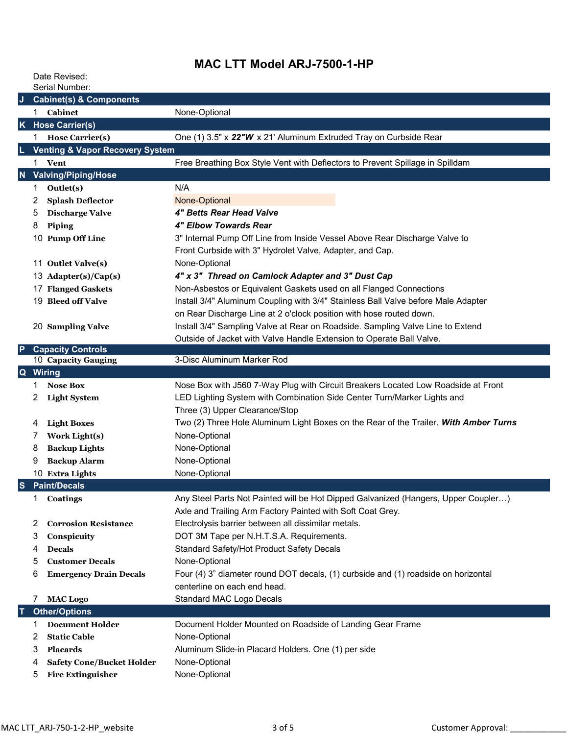# MAC LTT Model ARJ-7500-1-HP

Date Revised:
Serial Number:

| | | |
|---|---|---|
| **J** | **Cabinet(s) & Components** | |
| 1 | **Cabinet** | None-Optional |
| **K** | **Hose Carrier(s)** | |
| 1 | **Hose Carrier(s)** | One (1) 3.5" x ***22"W*** x 21' Aluminum Extruded Tray on Curbside Rear |
| **L** | **Venting & Vapor Recovery System** | |
| 1 | **Vent** | Free Breathing Box Style Vent with Deflectors to Prevent Spillage in Spilldam |
| **N** | **Valving/Piping/Hose** | |
| 1 | **Outlet(s)** | N/A |
| 2 | **Splash Deflector** | None-Optional |
| 5 | **Discharge Valve** | ***4" Betts Rear Head Valve*** |
| 8 | **Piping** | ***4" Elbow Towards Rear*** |
| 10 | **Pump Off Line** | 3" Internal Pump Off Line from Inside Vessel Above Rear Discharge Valve to Front Curbside with 3" Hydrolet Valve, Adapter, and Cap. |
| 11 | **Outlet Valve(s)** | None-Optional |
| 13 | **Adapter(s)/Cap(s)** | ***4" x 3" Thread on Camlock Adapter and 3" Dust Cap*** |
| 17 | **Flanged Gaskets** | Non-Asbestos or Equivalent Gaskets used on all Flanged Connections |
| 19 | **Bleed off Valve** | Install 3/4" Aluminum Coupling with 3/4" Stainless Ball Valve before Male Adapter on Rear Discharge Line at 2 o'clock position with hose routed down. |
| 20 | **Sampling Valve** | Install 3/4" Sampling Valve at Rear on Roadside. Sampling Valve Line to Extend Outside of Jacket with Valve Handle Extension to Operate Ball Valve. |
| **P** | **Capacity Controls** | |
| 10 | **Capacity Gauging** | 3-Disc Aluminum Marker Rod |
| **Q** | **Wiring** | |
| 1 | **Nose Box** | Nose Box with J560 7-Way Plug with Circuit Breakers Located Low Roadside at Front |
| 2 | **Light System** | LED Lighting System with Combination Side Center Turn/Marker Lights and Three (3) Upper Clearance/Stop |
| 4 | **Light Boxes** | Two (2) Three Hole Aluminum Light Boxes on the Rear of the Trailer. ***With Amber Turns*** |
| 7 | **Work Light(s)** | None-Optional |
| 8 | **Backup Lights** | None-Optional |
| 9 | **Backup Alarm** | None-Optional |
| 10 | **Extra Lights** | None-Optional |
| **S** | **Paint/Decals** | |
| 1 | **Coatings** | Any Steel Parts Not Painted will be Hot Dipped Galvanized (Hangers, Upper Coupler…) Axle and Trailing Arm Factory Painted with Soft Coat Grey. |
| 2 | **Corrosion Resistance** | Electrolysis barrier between all dissimilar metals. |
| 3 | **Conspicuity** | DOT 3M Tape per N.H.T.S.A. Requirements. |
| 4 | **Decals** | Standard Safety/Hot Product Safety Decals |
| 5 | **Customer Decals** | None-Optional |
| 6 | **Emergency Drain Decals** | Four (4) 3" diameter round DOT decals, (1) curbside and (1) roadside on horizontal centerline on each end head. |
| 7 | **MAC Logo** | Standard MAC Logo Decals |
| **T** | **Other/Options** | |
| 1 | **Document Holder** | Document Holder Mounted on Roadside of Landing Gear Frame |
| 2 | **Static Cable** | None-Optional |
| 3 | **Placards** | Aluminum Slide-in Placard Holders. One (1) per side |
| 4 | **Safety Cone/Bucket Holder** | None-Optional |
| 5 | **Fire Extinguisher** | None-Optional |

Customer Approval: ____________